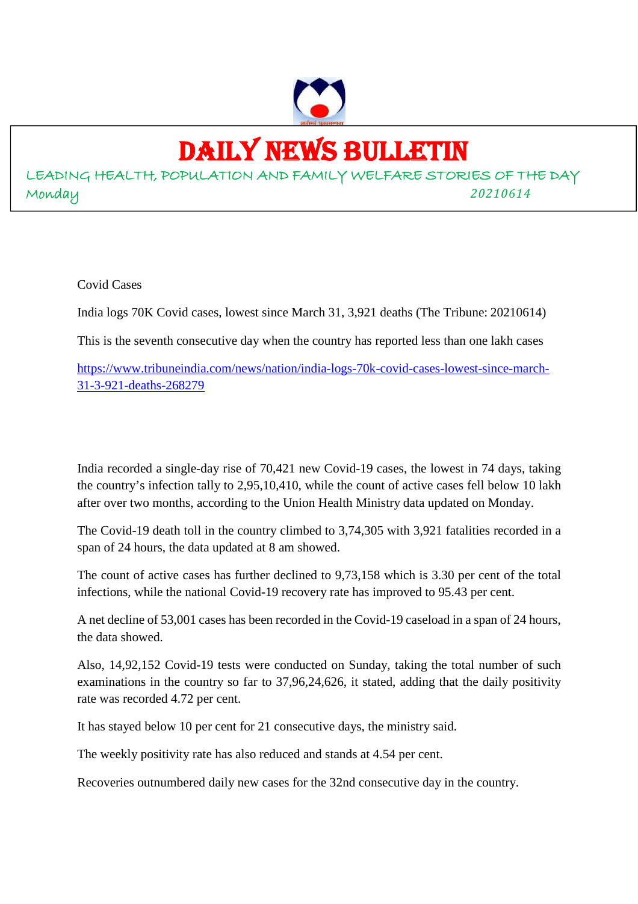# DAILY NEWS BULLETIN

LEADING HEALTH, POPULATION AND FAMILY WELFARE STORIES OF THE DAY

Monday 20210614

Covid Cases

India logs 70K Covid cases, lowest since March 31, 3,921 deaths (The Tribune: 20210614)

This is the seventh consecutive day when the country has reported less than one lakh cases

https://www.tribuneindia.com/news/nation/india-logs-70k-covid-cases-lowest-since-march-31-3-921-deaths-268279

India recorded a single-day rise of 70,421 new Covid-19 cases, the lowest in 74 days, taking the country's infection tally to 2,95,10,410, while the count of active cases fell below 10 lakh after over two months, according to the Union Health Ministry data updated on Monday.

The Covid-19 death toll in the country climbed to 3,74,305 with 3,921 fatalities recorded in a span of 24 hours, the data updated at 8 am showed.

The count of active cases has further declined to 9,73,158 which is 3.30 per cent of the total infections, while the national Covid-19 recovery rate has improved to 95.43 per cent.

A net decline of 53,001 cases has been recorded in the Covid-19 caseload in a span of 24 hours, the data showed.

Also, 14,92,152 Covid-19 tests were conducted on Sunday, taking the total number of such examinations in the country so far to 37,96,24,626, it stated, adding that the daily positivity rate was recorded 4.72 per cent.

It has stayed below 10 per cent for 21 consecutive days, the ministry said.

The weekly positivity rate has also reduced and stands at 4.54 per cent.

Recoveries outnumbered daily new cases for the 32nd consecutive day in the country.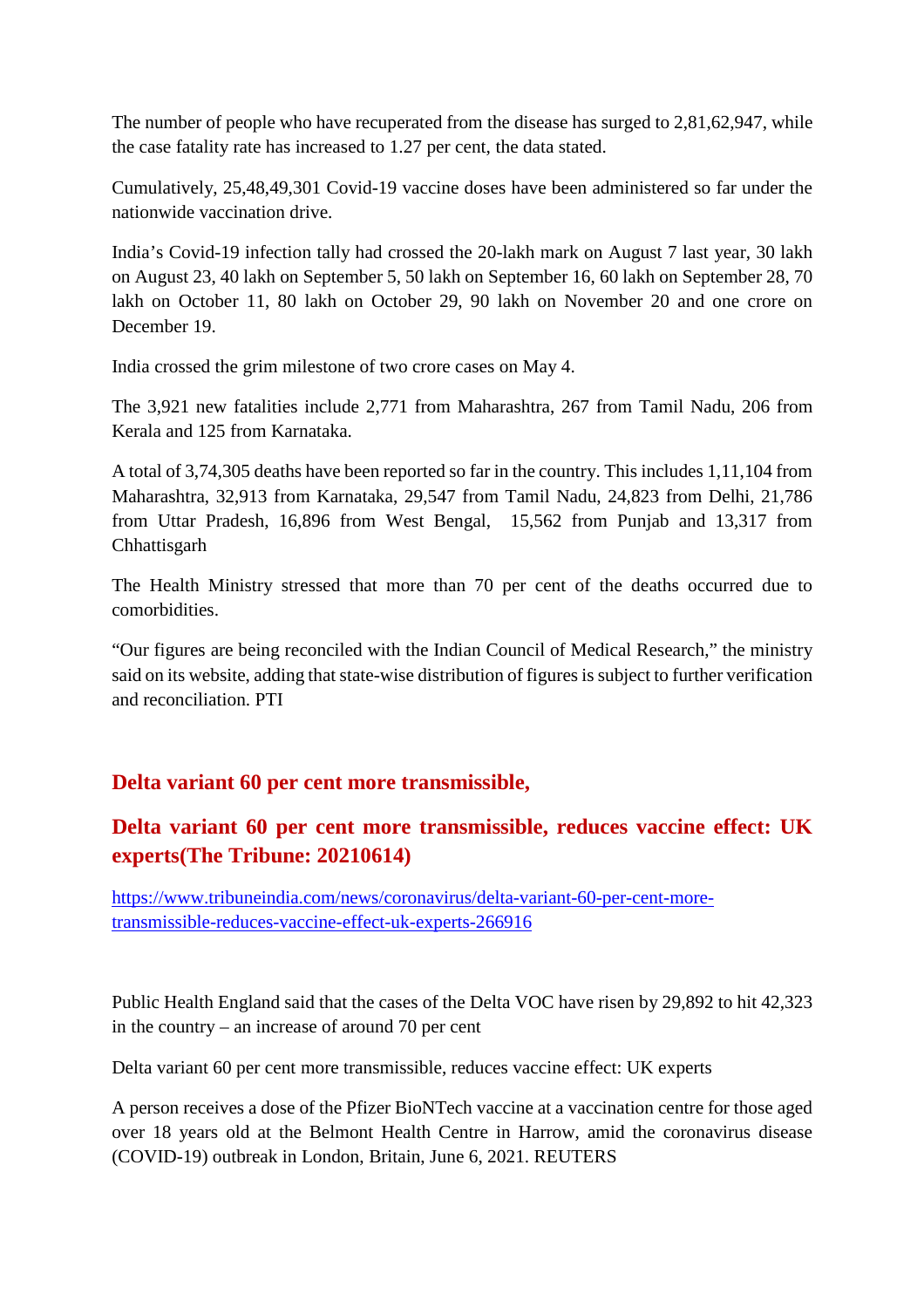The number of people who have recuperated from the disease has surged to 2,81,62,947, while the case fatality rate has increased to 1.27 per cent, the data stated.

Cumulatively, 25,48,49,301 Covid-19 vaccine doses have been administered so far under the nationwide vaccination drive.

India's Covid-19 infection tally had crossed the 20-lakh mark on August 7 last year, 30 lakh on August 23, 40 lakh on September 5, 50 lakh on September 16, 60 lakh on September 28, 70 lakh on October 11, 80 lakh on October 29, 90 lakh on November 20 and one crore on December 19.

India crossed the grim milestone of two crore cases on May 4.

The 3,921 new fatalities include 2,771 from Maharashtra, 267 from Tamil Nadu, 206 from Kerala and 125 from Karnataka.

A total of 3,74,305 deaths have been reported so far in the country. This includes 1,11,104 from Maharashtra, 32,913 from Karnataka, 29,547 from Tamil Nadu, 24,823 from Delhi, 21,786 from Uttar Pradesh, 16,896 from West Bengal, 15,562 from Punjab and 13,317 from Chhattisgarh

The Health Ministry stressed that more than 70 per cent of the deaths occurred due to comorbidities.

"Our figures are being reconciled with the Indian Council of Medical Research," the ministry said on its website, adding that state-wise distribution of figures is subject to further verification and reconciliation. PTI

## Delta variant 60 per cent more transmissible,

## Delta variant 60 per cent more transmissible, reduces vaccine effect: UK experts(The Tribune: 20210614)

https://www.tribuneindia.com/news/coronavirus/delta-variant-60-per-cent-more-transmissible-reduces-vaccine-effect-uk-experts-266916

Public Health England said that the cases of the Delta VOC have risen by 29,892 to hit 42,323 in the country – an increase of around 70 per cent

Delta variant 60 per cent more transmissible, reduces vaccine effect: UK experts

A person receives a dose of the Pfizer BioNTech vaccine at a vaccination centre for those aged over 18 years old at the Belmont Health Centre in Harrow, amid the coronavirus disease (COVID-19) outbreak in London, Britain, June 6, 2021. REUTERS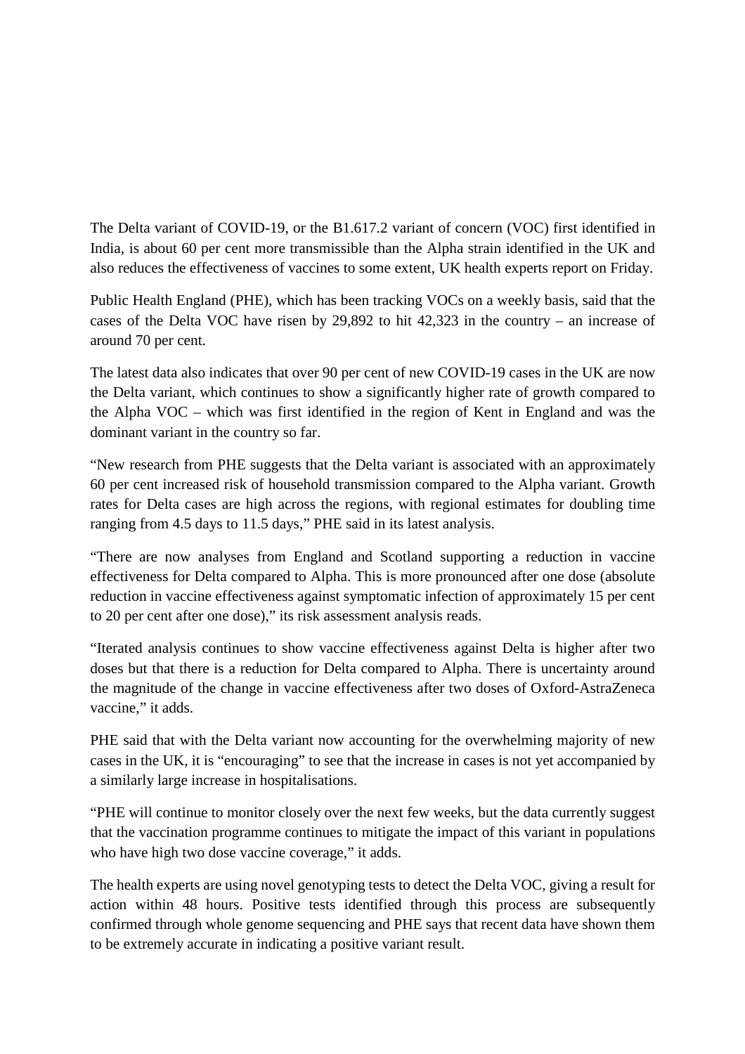The Delta variant of COVID-19, or the B1.617.2 variant of concern (VOC) first identified in India, is about 60 per cent more transmissible than the Alpha strain identified in the UK and also reduces the effectiveness of vaccines to some extent, UK health experts report on Friday.

Public Health England (PHE), which has been tracking VOCs on a weekly basis, said that the cases of the Delta VOC have risen by 29,892 to hit 42,323 in the country – an increase of around 70 per cent.

The latest data also indicates that over 90 per cent of new COVID-19 cases in the UK are now the Delta variant, which continues to show a significantly higher rate of growth compared to the Alpha VOC – which was first identified in the region of Kent in England and was the dominant variant in the country so far.

"New research from PHE suggests that the Delta variant is associated with an approximately 60 per cent increased risk of household transmission compared to the Alpha variant. Growth rates for Delta cases are high across the regions, with regional estimates for doubling time ranging from 4.5 days to 11.5 days," PHE said in its latest analysis.

"There are now analyses from England and Scotland supporting a reduction in vaccine effectiveness for Delta compared to Alpha. This is more pronounced after one dose (absolute reduction in vaccine effectiveness against symptomatic infection of approximately 15 per cent to 20 per cent after one dose)," its risk assessment analysis reads.

"Iterated analysis continues to show vaccine effectiveness against Delta is higher after two doses but that there is a reduction for Delta compared to Alpha. There is uncertainty around the magnitude of the change in vaccine effectiveness after two doses of Oxford-AstraZeneca vaccine," it adds.

PHE said that with the Delta variant now accounting for the overwhelming majority of new cases in the UK, it is "encouraging" to see that the increase in cases is not yet accompanied by a similarly large increase in hospitalisations.

"PHE will continue to monitor closely over the next few weeks, but the data currently suggest that the vaccination programme continues to mitigate the impact of this variant in populations who have high two dose vaccine coverage," it adds.

The health experts are using novel genotyping tests to detect the Delta VOC, giving a result for action within 48 hours. Positive tests identified through this process are subsequently confirmed through whole genome sequencing and PHE says that recent data have shown them to be extremely accurate in indicating a positive variant result.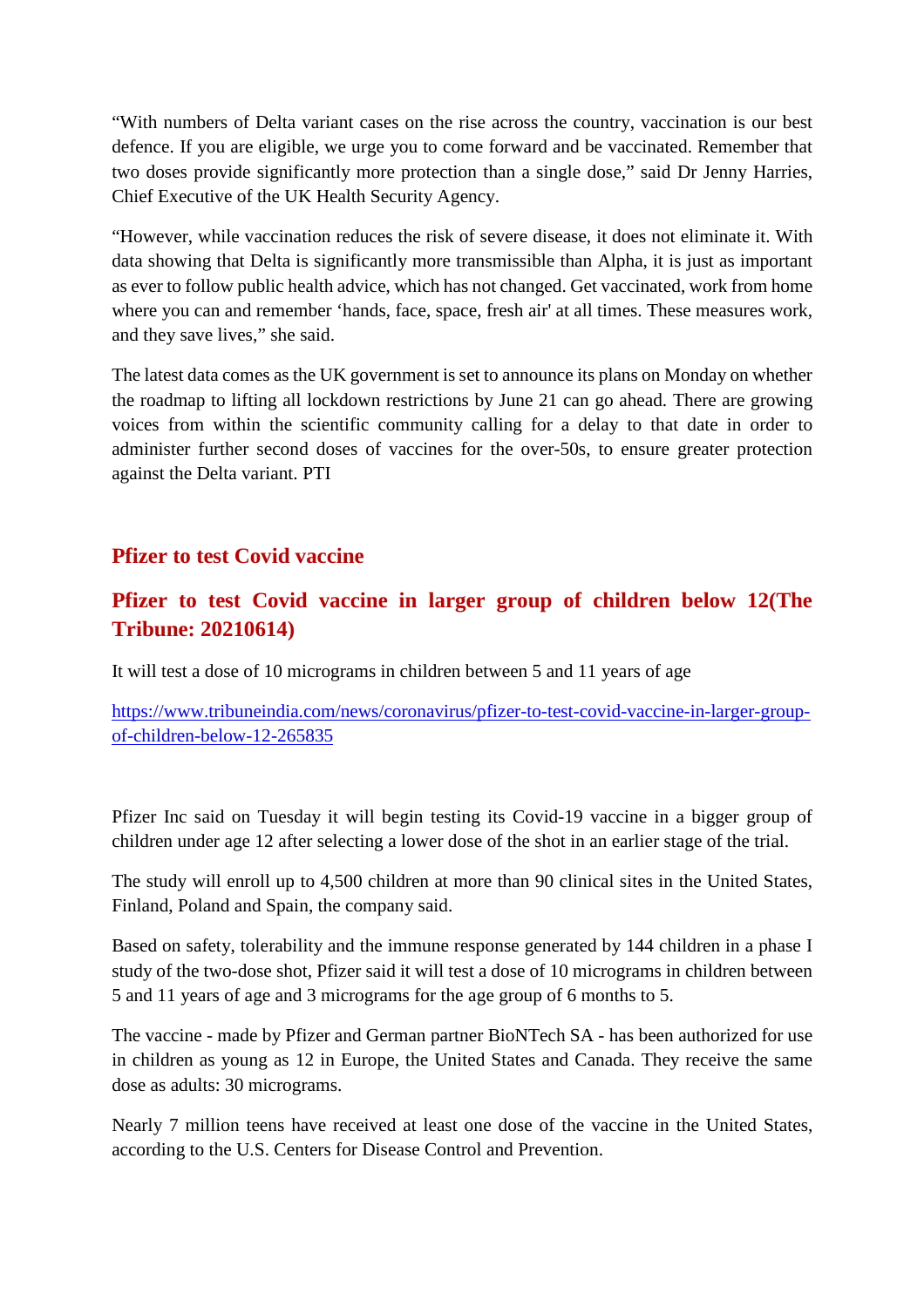"With numbers of Delta variant cases on the rise across the country, vaccination is our best defence. If you are eligible, we urge you to come forward and be vaccinated. Remember that two doses provide significantly more protection than a single dose," said Dr Jenny Harries, Chief Executive of the UK Health Security Agency.

"However, while vaccination reduces the risk of severe disease, it does not eliminate it. With data showing that Delta is significantly more transmissible than Alpha, it is just as important as ever to follow public health advice, which has not changed. Get vaccinated, work from home where you can and remember 'hands, face, space, fresh air' at all times. These measures work, and they save lives," she said.

The latest data comes as the UK government is set to announce its plans on Monday on whether the roadmap to lifting all lockdown restrictions by June 21 can go ahead. There are growing voices from within the scientific community calling for a delay to that date in order to administer further second doses of vaccines for the over-50s, to ensure greater protection against the Delta variant. PTI

## Pfizer to test Covid vaccine

## Pfizer to test Covid vaccine in larger group of children below 12(The Tribune: 20210614)

It will test a dose of 10 micrograms in children between 5 and 11 years of age

https://www.tribuneindia.com/news/coronavirus/pfizer-to-test-covid-vaccine-in-larger-group-of-children-below-12-265835

Pfizer Inc said on Tuesday it will begin testing its Covid-19 vaccine in a bigger group of children under age 12 after selecting a lower dose of the shot in an earlier stage of the trial.

The study will enroll up to 4,500 children at more than 90 clinical sites in the United States, Finland, Poland and Spain, the company said.

Based on safety, tolerability and the immune response generated by 144 children in a phase I study of the two-dose shot, Pfizer said it will test a dose of 10 micrograms in children between 5 and 11 years of age and 3 micrograms for the age group of 6 months to 5.

The vaccine - made by Pfizer and German partner BioNTech SA - has been authorized for use in children as young as 12 in Europe, the United States and Canada. They receive the same dose as adults: 30 micrograms.

Nearly 7 million teens have received at least one dose of the vaccine in the United States, according to the U.S. Centers for Disease Control and Prevention.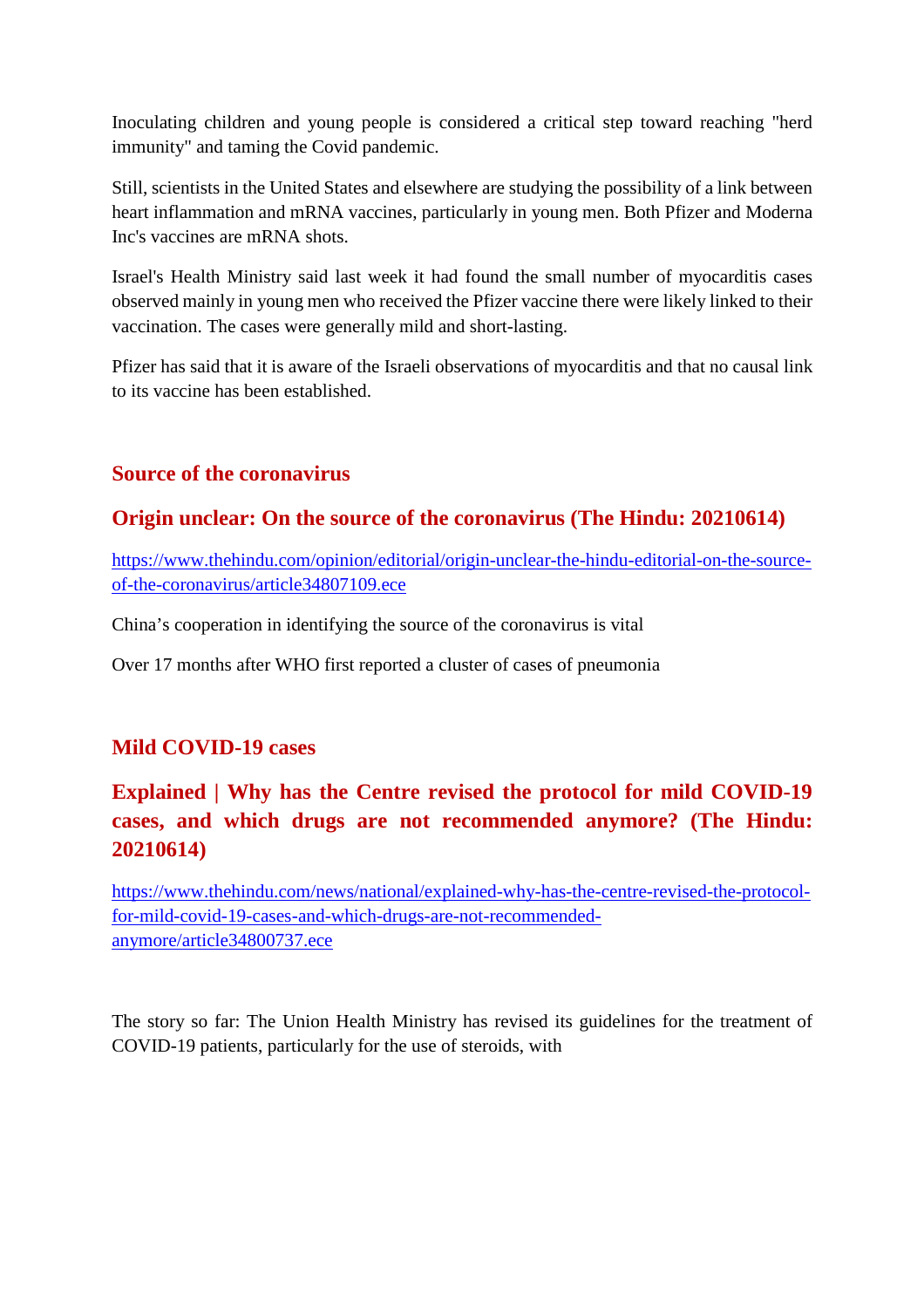Inoculating children and young people is considered a critical step toward reaching "herd immunity" and taming the Covid pandemic.

Still, scientists in the United States and elsewhere are studying the possibility of a link between heart inflammation and mRNA vaccines, particularly in young men. Both Pfizer and Moderna Inc's vaccines are mRNA shots.

Israel's Health Ministry said last week it had found the small number of myocarditis cases observed mainly in young men who received the Pfizer vaccine there were likely linked to their vaccination. The cases were generally mild and short-lasting.

Pfizer has said that it is aware of the Israeli observations of myocarditis and that no causal link to its vaccine has been established.

## Source of the coronavirus

## Origin unclear: On the source of the coronavirus (The Hindu: 20210614)

https://www.thehindu.com/opinion/editorial/origin-unclear-the-hindu-editorial-on-the-source-of-the-coronavirus/article34807109.ece

China's cooperation in identifying the source of the coronavirus is vital

Over 17 months after WHO first reported a cluster of cases of pneumonia

## Mild COVID-19 cases

## Explained | Why has the Centre revised the protocol for mild COVID-19 cases, and which drugs are not recommended anymore? (The Hindu: 20210614)

https://www.thehindu.com/news/national/explained-why-has-the-centre-revised-the-protocol-for-mild-covid-19-cases-and-which-drugs-are-not-recommended-anymore/article34800737.ece

The story so far: The Union Health Ministry has revised its guidelines for the treatment of COVID-19 patients, particularly for the use of steroids, with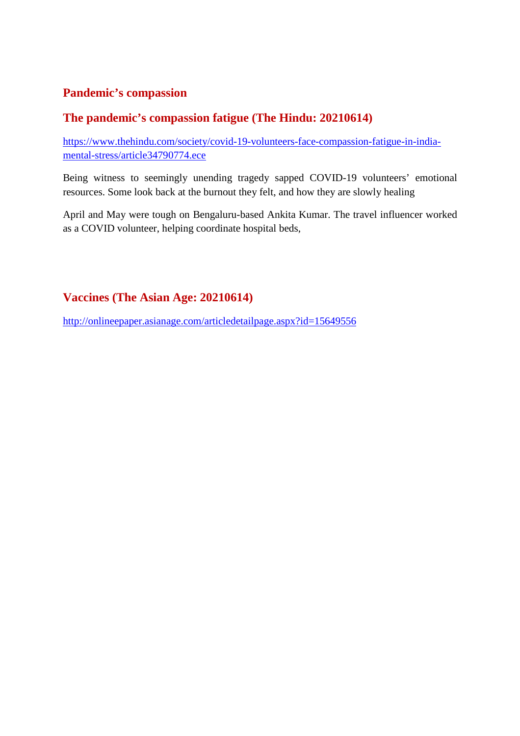## Pandemic's compassion

## The pandemic's compassion fatigue (The Hindu: 20210614)

https://www.thehindu.com/society/covid-19-volunteers-face-compassion-fatigue-in-india-mental-stress/article34790774.ece

Being witness to seemingly unending tragedy sapped COVID-19 volunteers' emotional resources. Some look back at the burnout they felt, and how they are slowly healing

April and May were tough on Bengaluru-based Ankita Kumar. The travel influencer worked as a COVID volunteer, helping coordinate hospital beds,

## Vaccines (The Asian Age: 20210614)

http://onlineepaper.asianage.com/articledetailpage.aspx?id=15649556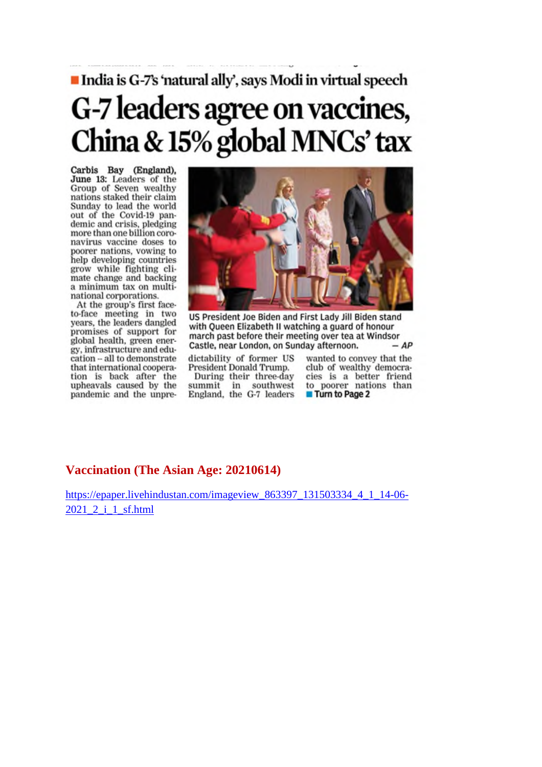■ India is G-7's 'natural ally', says Modi in virtual speech

# G-7 leaders agree on vaccines, China & 15% global MNCs' tax

**Carbis Bay (England), June 13:** Leaders of the Group of Seven wealthy nations staked their claim Sunday to lead the world out of the Covid-19 pandemic and crisis, pledging more than one billion coronavirus vaccine doses to poorer nations, vowing to help developing countries grow while fighting climate change and backing a minimum tax on multinational corporations.

At the group's first face-to-face meeting in two years, the leaders dangled promises of support for global health, green energy, infrastructure and education -- all to demonstrate that international cooperation is back after the upheavals caused by the pandemic and the unpredictability of former US President Donald Trump.

During their three-day summit in southwest England, the G-7 leaders wanted to convey that the club of wealthy democracies is a better friend to poorer nations than

■ Turn to Page 2

US President Joe Biden and First Lady Jill Biden stand with Queen Elizabeth II watching a guard of honour march past before their meeting over tea at Windsor Castle, near London, on Sunday afternoon. — AP

## Vaccination (The Asian Age: 20210614)

https://epaper.livehindustan.com/imageview_863397_131503334_4_1_14-06-2021_2_i_1_sf.html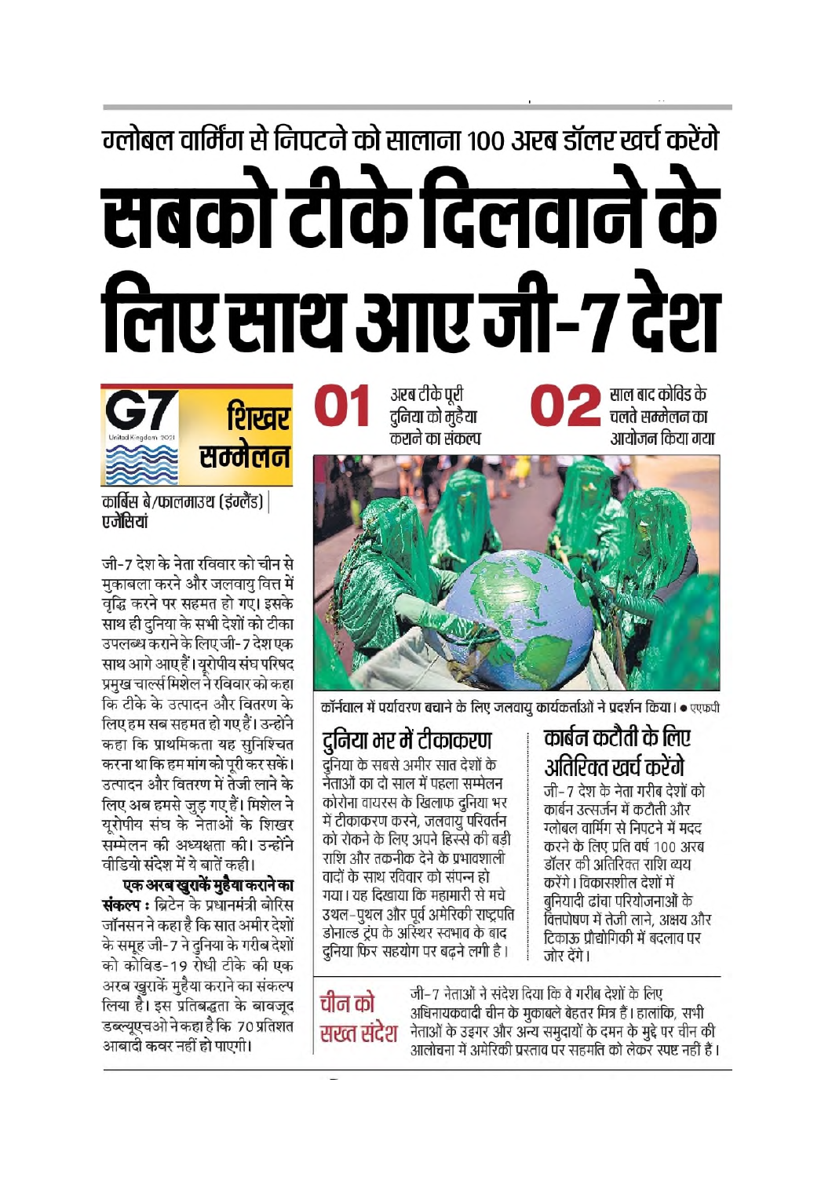## ग्लोबल वार्मिंग से निपटने को सालाना 100 अरब डॉलर खर्च करेंगे

# सबको टीके दिलवाने के लिए साथ आए जी-7 देश

**G7 शिखर सम्मेलन**

**01** अरब टीके पूरी दुनिया को मुहैया कराने का संकल्प

**02** साल बाद कोविड के चलते सम्मेलन का आयोजन किया गया

**कार्बिस बे/फालमाउथ (इंग्लैंड) | एजेंसियां**

जी-7 देश के नेता रविवार को चीन से मुकाबला करने और जलवायु वित्त में वृद्धि करने पर सहमत हो गए। इसके साथ ही दुनिया के सभी देशों को टीका उपलब्ध कराने के लिए जी-7 देश एक साथ आगे आए हैं। यूरोपीय संघ परिषद प्रमुख चार्ल्स मिशेल ने रविवार को कहा कि टीके के उत्पादन और वितरण के लिए हम सब सहमत हो गए हैं। उन्होंने कहा कि प्राथमिकता यह सुनिश्चित करना था कि हम मांग को पूरी कर सकें। उत्पादन और वितरण में तेजी लाने के लिए अब हमसे जुड़ गए हैं। मिशेल ने यूरोपीय संघ के नेताओं के शिखर सम्मेलन की अध्यक्षता की। उन्होंने वीडियो संदेश में ये बातें कहीं।

**एक अरब खुराकें मुहैया कराने का संकल्प :** ब्रिटेन के प्रधानमंत्री बोरिस जॉनसन ने कहा है कि सात अमीर देशों के समूह जी-7 ने दुनिया के गरीब देशों को कोविड-19 रोधी टीके की एक अरब खुराकें मुहैया कराने का संकल्प लिया है। इस प्रतिबद्धता के बावजूद डब्ल्यूएचओ ने कहा है कि 70 प्रतिशत आबादी कवर नहीं हो पाएगी।

कॉर्नवाल में पर्यावरण बचाने के लिए जलवायु कार्यकर्ताओं ने प्रदर्शन किया। • एएफपी

### दुनिया भर में टीकाकरण

दुनिया के सबसे अमीर सात देशों के नेताओं का दो साल में पहला सम्मेलन कोरोना वायरस के खिलाफ दुनिया भर में टीकाकरण करने, जलवायु परिवर्तन को रोकने के लिए अपने हिस्से की बड़ी राशि और तकनीक देने के प्रभावशाली वादों के साथ रविवार को संपन्न हो गया। यह दिखाया कि महामारी से मचे उथल-पुथल और पूर्व अमेरिकी राष्ट्रपति डोनाल्ड ट्रंप के अस्थिर स्वभाव के बाद दुनिया फिर सहयोग पर बढ़ने लगी है।

### कार्बन कटौती के लिए अतिरिक्त खर्च करेंगे

जी-7 देश के नेता गरीब देशों को कार्बन उत्सर्जन में कटौती और ग्लोबल वार्मिंग से निपटने में मदद करने के लिए प्रति वर्ष 100 अरब डॉलर की अतिरिक्त राशि व्यय करेंगे। विकासशील देशों में बुनियादी ढांचा परियोजनाओं के वित्तपोषण में तेजी लाने, अक्षय और टिकाऊ प्रौद्योगिकी में बदलाव पर जोर देंगे।

### चीन को सख्त संदेश

जी-7 नेताओं ने संदेश दिया कि वे गरीब देशों के लिए अधिनायकवादी चीन के मुकाबले बेहतर मित्र हैं। हालांकि, सभी नेताओं के उइगर और अन्य समुदायों के दमन के मुद्दे पर चीन की आलोचना में अमेरिकी प्रस्ताव पर सहमति को लेकर स्पष्ट नहीं है।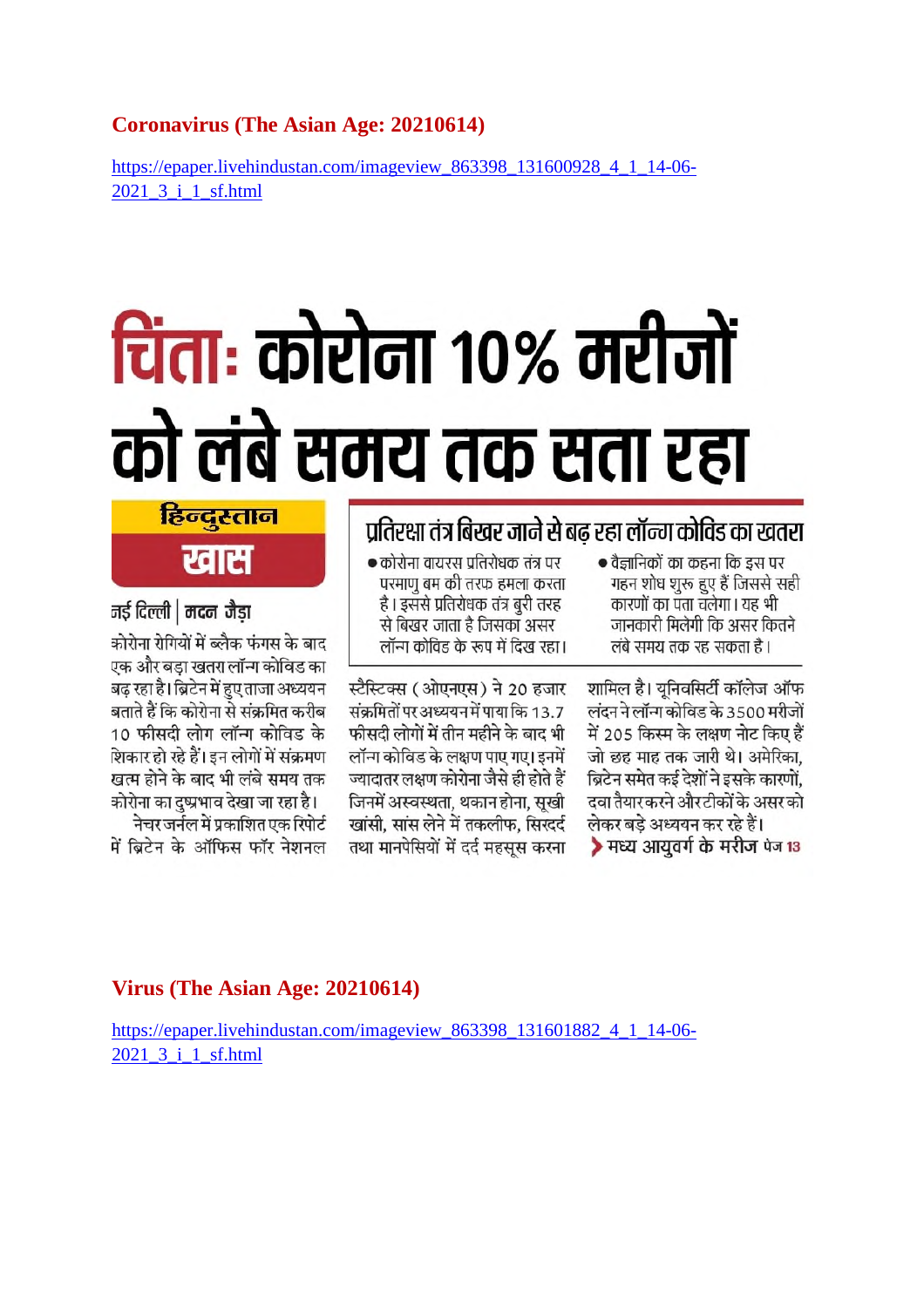## Coronavirus (The Asian Age: 20210614)

https://epaper.livehindustan.com/imageview_863398_131600928_4_1_14-06-2021_3_i_1_sf.html

# चिंताः कोरोना 10% मरीजों को लंबे समय तक सता रहा

**हिन्दुस्तान खास**

### प्रतिरक्षा तंत्र बिखर जाने से बढ़ रहा लॉन्ग कोविड का खतरा

- कोरोना वायरस प्रतिरोधक तंत्र पर परमाणु बम की तरफ हमला करता है। इससे प्रतिरोधक तंत्र बुरी तरह से बिखर जाता है जिसका असर लॉन्ग कोविड के रूप में दिख रहा।
- वैज्ञानिकों का कहना कि इस पर गहन शोध शुरू हुए हैं जिससे सही कारणों का पता चलेगा। यह भी जानकारी मिलेगी कि असर कितने लंबे समय तक रह सकता है।

**नई दिल्ली | मदन जैड़ा**

कोरोना रोगियों में ब्लैक फंगस के बाद एक और बड़ा खतरा लॉन्ग कोविड का बढ़ रहा है। ब्रिटेन में हुए ताजा अध्ययन बताते हैं कि कोरोना से संक्रमित करीब 10 फीसदी लोग लॉन्ग कोविड के शिकार हो रहे हैं। इन लोगों में संक्रमण खत्म होने के बाद भी लंबे समय तक कोरोना का दुष्प्रभाव देखा जा रहा है।

नेचर जर्नल में प्रकाशित एक रिपोर्ट में ब्रिटेन के ऑफिस फॉर नेशनल स्टैस्टिक्स (ओएनएस) ने 20 हजार संक्रमितों पर अध्ययन में पाया कि 13.7 फीसदी लोगों में तीन महीने के बाद भी लॉन्ग कोविड के लक्षण पाए गए। इनमें ज्यादातर लक्षण कोरोना जैसे ही होते हैं जिनमें अस्वस्थता, थकान होना, सूखी खांसी, सांस लेने में तकलीफ, सिरदर्द तथा मानपेसियों में दर्द महसूस करना शामिल है। यूनिवर्सिटी कॉलेज ऑफ लंदन ने लॉन्ग कोविड के 3500 मरीजों में 205 किस्म के लक्षण नोट किए हैं जो छह माह तक जारी थे। अमेरिका, ब्रिटेन समेत कई देशों ने इसके कारणों, दवा तैयार करने और टीकों के असर को लेकर बड़े अध्ययन कर रहे हैं।

> मध्य आयुवर्ग के मरीज पेज 13

## Virus (The Asian Age: 20210614)

https://epaper.livehindustan.com/imageview_863398_131601882_4_1_14-06-2021_3_i_1_sf.html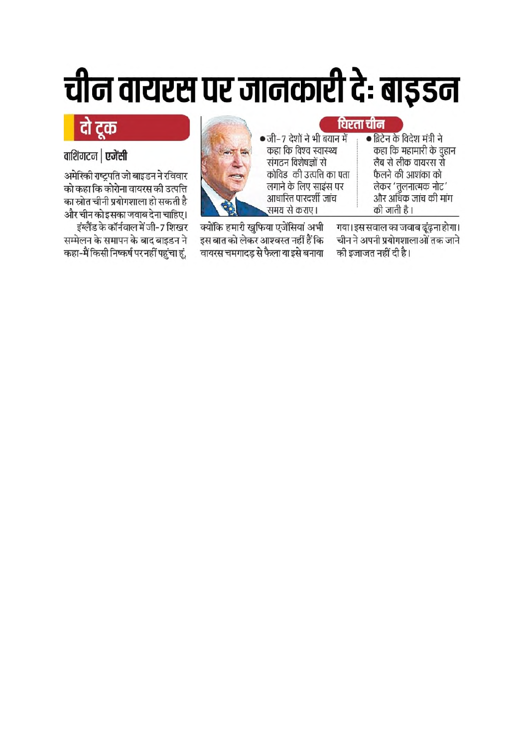# चीन वायरस पर जानकारी दे: बाइडन

## दो टूक

वाशिंगटन | **एजेंसी**

अमेरिकी राष्ट्रपति जो बाइडन ने रविवार को कहा कि कोरोना वायरस की उत्पत्ति का स्रोत चीनी प्रयोगशाला हो सकती है और चीन को इसका जवाब देना चाहिए।

इंग्लैंड के कॉर्नवाल में जी-7 शिखर सम्मेलन के समापन के बाद बाइडन ने कहा-मैं किसी निष्कर्ष पर नहीं पहुंचा हूं, क्योंकि हमारी खुफिया एजेंसियां अभी इस बात को लेकर आश्वस्त नहीं हैं कि वायरस चमगादड़ से फैला या इसे बनाया गया। इस सवाल का जवाब ढूंढ़ना होगा। चीन ने अपनी प्रयोगशालाओं तक जाने की इजाजत नहीं दी है।

### घिरता चीन

- जी-7 देशों ने भी बयान में कहा कि विश्व स्वास्थ्य संगठन विशेषज्ञों से कोविड की उत्पत्ति का पता लगाने के लिए साइंस पर आधारित पारदर्शी जांच समय से कराए।
- ब्रिटेन के विदेश मंत्री ने कहा कि महामारी के वुहान लैब से लीक वायरस से फैलने की आशंका को लेकर 'तुलनात्मक नोट' और अधिक जांच की मांग की जाती है।